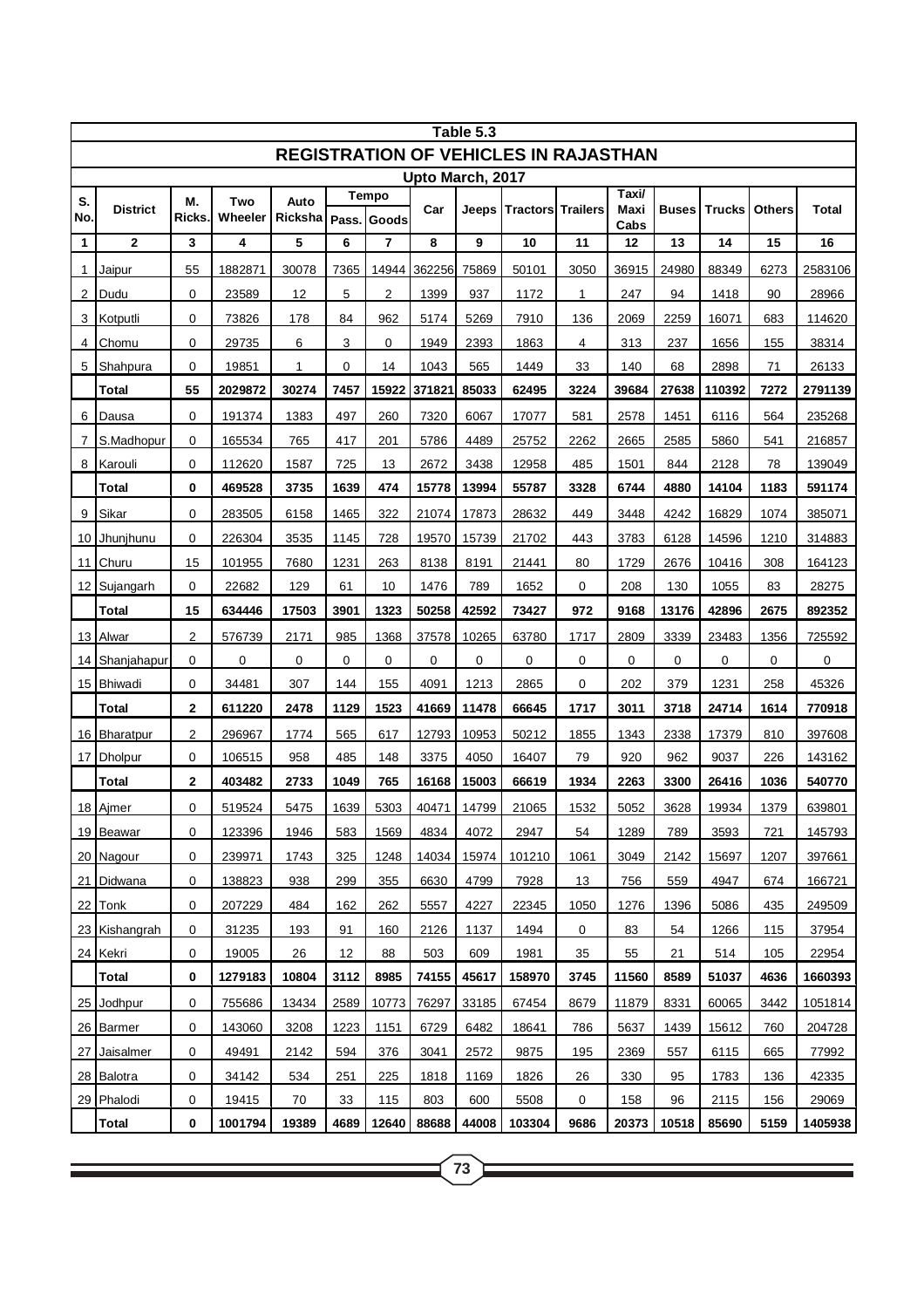Table 5.3

# REGISTRATION OF VEHICLES IN RAJASTHAN

Upto March, 2017

| S. No. | District | M. Ricks. | Two Wheeler | Auto Ricksha | Tempo | | Car | Jeeps | Tractors | Trailers | Taxi/ Maxi Cabs | Buses | Trucks | Others | Total |
|---|---|---|---|---|---|---|---|---|---|---|---|---|---|---|---|
| | | | | | Pass. | Goods | | | | | | | | | |
| **1** | **2** | **3** | **4** | **5** | **6** | **7** | **8** | **9** | **10** | **11** | **12** | **13** | **14** | **15** | **16** |
| 1 | Jaipur | 55 | 1882871 | 30078 | 7365 | 14944 | 362256 | 75869 | 50101 | 3050 | 36915 | 24980 | 88349 | 6273 | 2583106 |
| 2 | Dudu | 0 | 23589 | 12 | 5 | 2 | 1399 | 937 | 1172 | 1 | 247 | 94 | 1418 | 90 | 28966 |
| 3 | Kotputli | 0 | 73826 | 178 | 84 | 962 | 5174 | 5269 | 7910 | 136 | 2069 | 2259 | 16071 | 683 | 114620 |
| 4 | Chomu | 0 | 29735 | 6 | 3 | 0 | 1949 | 2393 | 1863 | 4 | 313 | 237 | 1656 | 155 | 38314 |
| 5 | Shahpura | 0 | 19851 | 1 | 0 | 14 | 1043 | 565 | 1449 | 33 | 140 | 68 | 2898 | 71 | 26133 |
| | **Total** | **55** | **2029872** | **30274** | **7457** | **15922** | **371821** | **85033** | **62495** | **3224** | **39684** | **27638** | **110392** | **7272** | **2791139** |
| 6 | Dausa | 0 | 191374 | 1383 | 497 | 260 | 7320 | 6067 | 17077 | 581 | 2578 | 1451 | 6116 | 564 | 235268 |
| 7 | S.Madhopur | 0 | 165534 | 765 | 417 | 201 | 5786 | 4489 | 25752 | 2262 | 2665 | 2585 | 5860 | 541 | 216857 |
| 8 | Karouli | 0 | 112620 | 1587 | 725 | 13 | 2672 | 3438 | 12958 | 485 | 1501 | 844 | 2128 | 78 | 139049 |
| | **Total** | **0** | **469528** | **3735** | **1639** | **474** | **15778** | **13994** | **55787** | **3328** | **6744** | **4880** | **14104** | **1183** | **591174** |
| 9 | Sikar | 0 | 283505 | 6158 | 1465 | 322 | 21074 | 17873 | 28632 | 449 | 3448 | 4242 | 16829 | 1074 | 385071 |
| 10 | Jhunjhunu | 0 | 226304 | 3535 | 1145 | 728 | 19570 | 15739 | 21702 | 443 | 3783 | 6128 | 14596 | 1210 | 314883 |
| 11 | Churu | 15 | 101955 | 7680 | 1231 | 263 | 8138 | 8191 | 21441 | 80 | 1729 | 2676 | 10416 | 308 | 164123 |
| 12 | Sujangarh | 0 | 22682 | 129 | 61 | 10 | 1476 | 789 | 1652 | 0 | 208 | 130 | 1055 | 83 | 28275 |
| | **Total** | **15** | **634446** | **17503** | **3901** | **1323** | **50258** | **42592** | **73427** | **972** | **9168** | **13176** | **42896** | **2675** | **892352** |
| 13 | Alwar | 2 | 576739 | 2171 | 985 | 1368 | 37578 | 10265 | 63780 | 1717 | 2809 | 3339 | 23483 | 1356 | 725592 |
| 14 | Shanjahapur | 0 | 0 | 0 | 0 | 0 | 0 | 0 | 0 | 0 | 0 | 0 | 0 | 0 | 0 |
| 15 | Bhiwadi | 0 | 34481 | 307 | 144 | 155 | 4091 | 1213 | 2865 | 0 | 202 | 379 | 1231 | 258 | 45326 |
| | **Total** | **2** | **611220** | **2478** | **1129** | **1523** | **41669** | **11478** | **66645** | **1717** | **3011** | **3718** | **24714** | **1614** | **770918** |
| 16 | Bharatpur | 2 | 296967 | 1774 | 565 | 617 | 12793 | 10953 | 50212 | 1855 | 1343 | 2338 | 17379 | 810 | 397608 |
| 17 | Dholpur | 0 | 106515 | 958 | 485 | 148 | 3375 | 4050 | 16407 | 79 | 920 | 962 | 9037 | 226 | 143162 |
| | **Total** | **2** | **403482** | **2733** | **1049** | **765** | **16168** | **15003** | **66619** | **1934** | **2263** | **3300** | **26416** | **1036** | **540770** |
| 18 | Ajmer | 0 | 519524 | 5475 | 1639 | 5303 | 40471 | 14799 | 21065 | 1532 | 5052 | 3628 | 19934 | 1379 | 639801 |
| 19 | Beawar | 0 | 123396 | 1946 | 583 | 1569 | 4834 | 4072 | 2947 | 54 | 1289 | 789 | 3593 | 721 | 145793 |
| 20 | Nagour | 0 | 239971 | 1743 | 325 | 1248 | 14034 | 15974 | 101210 | 1061 | 3049 | 2142 | 15697 | 1207 | 397661 |
| 21 | Didwana | 0 | 138823 | 938 | 299 | 355 | 6630 | 4799 | 7928 | 13 | 756 | 559 | 4947 | 674 | 166721 |
| 22 | Tonk | 0 | 207229 | 484 | 162 | 262 | 5557 | 4227 | 22345 | 1050 | 1276 | 1396 | 5086 | 435 | 249509 |
| 23 | Kishangrah | 0 | 31235 | 193 | 91 | 160 | 2126 | 1137 | 1494 | 0 | 83 | 54 | 1266 | 115 | 37954 |
| 24 | Kekri | 0 | 19005 | 26 | 12 | 88 | 503 | 609 | 1981 | 35 | 55 | 21 | 514 | 105 | 22954 |
| | **Total** | **0** | **1279183** | **10804** | **3112** | **8985** | **74155** | **45617** | **158970** | **3745** | **11560** | **8589** | **51037** | **4636** | **1660393** |
| 25 | Jodhpur | 0 | 755686 | 13434 | 2589 | 10773 | 76297 | 33185 | 67454 | 8679 | 11879 | 8331 | 60065 | 3442 | 1051814 |
| 26 | Barmer | 0 | 143060 | 3208 | 1223 | 1151 | 6729 | 6482 | 18641 | 786 | 5637 | 1439 | 15612 | 760 | 204728 |
| 27 | Jaisalmer | 0 | 49491 | 2142 | 594 | 376 | 3041 | 2572 | 9875 | 195 | 2369 | 557 | 6115 | 665 | 77992 |
| 28 | Balotra | 0 | 34142 | 534 | 251 | 225 | 1818 | 1169 | 1826 | 26 | 330 | 95 | 1783 | 136 | 42335 |
| 29 | Phalodi | 0 | 19415 | 70 | 33 | 115 | 803 | 600 | 5508 | 0 | 158 | 96 | 2115 | 156 | 29069 |
| | **Total** | **0** | **1001794** | **19389** | **4689** | **12640** | **88688** | **44008** | **103304** | **9686** | **20373** | **10518** | **85690** | **5159** | **1405938** |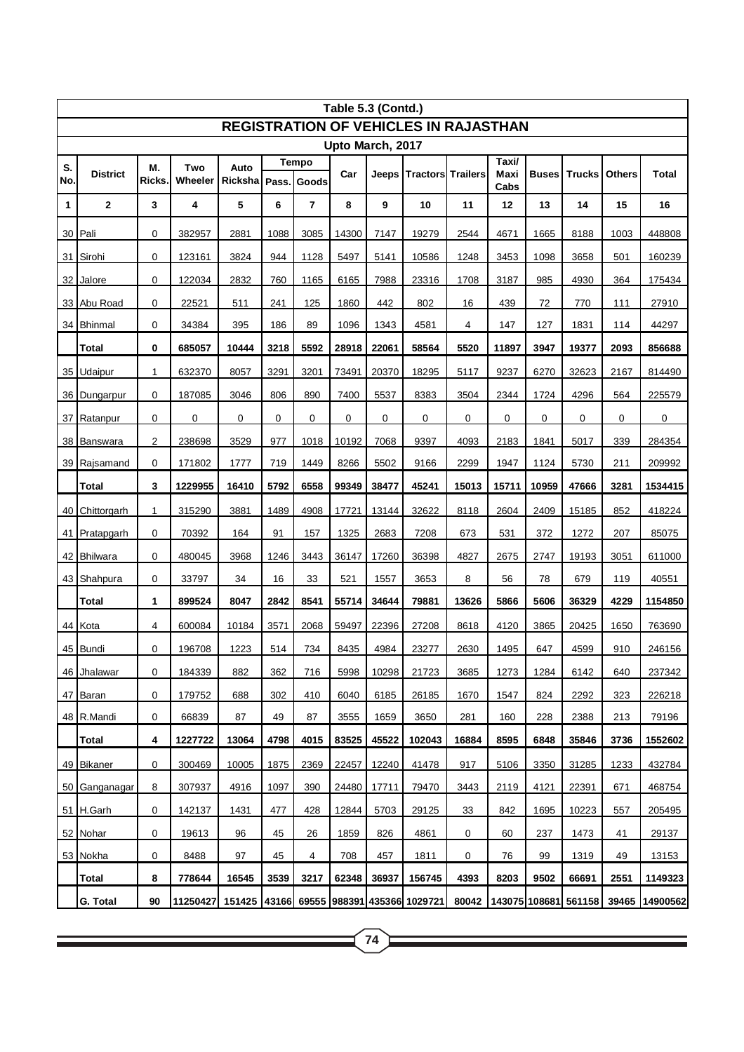# Table 5.3 (Contd.)

## REGISTRATION OF VEHICLES IN RAJASTHAN

### Upto March, 2017

| S. No. | District | M. Ricks. | Two Wheeler | Auto Ricksha | Tempo | | Car | Jeeps | Tractors | Trailers | Taxi/ Maxi Cabs | Buses | Trucks | Others | Total |
|---|---|---|---|---|---|---|---|---|---|---|---|---|---|---|---|
| | | | | | Pass. | Goods | | | | | | | | | |
| 1 | 2 | 3 | 4 | 5 | 6 | 7 | 8 | 9 | 10 | 11 | 12 | 13 | 14 | 15 | 16 |
| 30 | Pali | 0 | 382957 | 2881 | 1088 | 3085 | 14300 | 7147 | 19279 | 2544 | 4671 | 1665 | 8188 | 1003 | 448808 |
| 31 | Sirohi | 0 | 123161 | 3824 | 944 | 1128 | 5497 | 5141 | 10586 | 1248 | 3453 | 1098 | 3658 | 501 | 160239 |
| 32 | Jalore | 0 | 122034 | 2832 | 760 | 1165 | 6165 | 7988 | 23316 | 1708 | 3187 | 985 | 4930 | 364 | 175434 |
| 33 | Abu Road | 0 | 22521 | 511 | 241 | 125 | 1860 | 442 | 802 | 16 | 439 | 72 | 770 | 111 | 27910 |
| 34 | Bhinmal | 0 | 34384 | 395 | 186 | 89 | 1096 | 1343 | 4581 | 4 | 147 | 127 | 1831 | 114 | 44297 |
| | **Total** | **0** | **685057** | **10444** | **3218** | **5592** | **28918** | **22061** | **58564** | **5520** | **11897** | **3947** | **19377** | **2093** | **856688** |
| 35 | Udaipur | 1 | 632370 | 8057 | 3291 | 3201 | 73491 | 20370 | 18295 | 5117 | 9237 | 6270 | 32623 | 2167 | 814490 |
| 36 | Dungarpur | 0 | 187085 | 3046 | 806 | 890 | 7400 | 5537 | 8383 | 3504 | 2344 | 1724 | 4296 | 564 | 225579 |
| 37 | Ratanpur | 0 | 0 | 0 | 0 | 0 | 0 | 0 | 0 | 0 | 0 | 0 | 0 | 0 | 0 |
| 38 | Banswara | 2 | 238698 | 3529 | 977 | 1018 | 10192 | 7068 | 9397 | 4093 | 2183 | 1841 | 5017 | 339 | 284354 |
| 39 | Rajsamand | 0 | 171802 | 1777 | 719 | 1449 | 8266 | 5502 | 9166 | 2299 | 1947 | 1124 | 5730 | 211 | 209992 |
| | **Total** | **3** | **1229955** | **16410** | **5792** | **6558** | **99349** | **38477** | **45241** | **15013** | **15711** | **10959** | **47666** | **3281** | **1534415** |
| 40 | Chittorgarh | 1 | 315290 | 3881 | 1489 | 4908 | 17721 | 13144 | 32622 | 8118 | 2604 | 2409 | 15185 | 852 | 418224 |
| 41 | Pratapgarh | 0 | 70392 | 164 | 91 | 157 | 1325 | 2683 | 7208 | 673 | 531 | 372 | 1272 | 207 | 85075 |
| 42 | Bhilwara | 0 | 480045 | 3968 | 1246 | 3443 | 36147 | 17260 | 36398 | 4827 | 2675 | 2747 | 19193 | 3051 | 611000 |
| 43 | Shahpura | 0 | 33797 | 34 | 16 | 33 | 521 | 1557 | 3653 | 8 | 56 | 78 | 679 | 119 | 40551 |
| | **Total** | **1** | **899524** | **8047** | **2842** | **8541** | **55714** | **34644** | **79881** | **13626** | **5866** | **5606** | **36329** | **4229** | **1154850** |
| 44 | Kota | 4 | 600084 | 10184 | 3571 | 2068 | 59497 | 22396 | 27208 | 8618 | 4120 | 3865 | 20425 | 1650 | 763690 |
| 45 | Bundi | 0 | 196708 | 1223 | 514 | 734 | 8435 | 4984 | 23277 | 2630 | 1495 | 647 | 4599 | 910 | 246156 |
| 46 | Jhalawar | 0 | 184339 | 882 | 362 | 716 | 5998 | 10298 | 21723 | 3685 | 1273 | 1284 | 6142 | 640 | 237342 |
| 47 | Baran | 0 | 179752 | 688 | 302 | 410 | 6040 | 6185 | 26185 | 1670 | 1547 | 824 | 2292 | 323 | 226218 |
| 48 | R.Mandi | 0 | 66839 | 87 | 49 | 87 | 3555 | 1659 | 3650 | 281 | 160 | 228 | 2388 | 213 | 79196 |
| | **Total** | **4** | **1227722** | **13064** | **4798** | **4015** | **83525** | **45522** | **102043** | **16884** | **8595** | **6848** | **35846** | **3736** | **1552602** |
| 49 | Bikaner | 0 | 300469 | 10005 | 1875 | 2369 | 22457 | 12240 | 41478 | 917 | 5106 | 3350 | 31285 | 1233 | 432784 |
| 50 | Ganganagar | 8 | 307937 | 4916 | 1097 | 390 | 24480 | 17711 | 79470 | 3443 | 2119 | 4121 | 22391 | 671 | 468754 |
| 51 | H.Garh | 0 | 142137 | 1431 | 477 | 428 | 12844 | 5703 | 29125 | 33 | 842 | 1695 | 10223 | 557 | 205495 |
| 52 | Nohar | 0 | 19613 | 96 | 45 | 26 | 1859 | 826 | 4861 | 0 | 60 | 237 | 1473 | 41 | 29137 |
| 53 | Nokha | 0 | 8488 | 97 | 45 | 4 | 708 | 457 | 1811 | 0 | 76 | 99 | 1319 | 49 | 13153 |
| | **Total** | **8** | **778644** | **16545** | **3539** | **3217** | **62348** | **36937** | **156745** | **4393** | **8203** | **9502** | **66691** | **2551** | **1149323** |
| | **G. Total** | **90** | **11250427** | **151425** | **43166** | **69555** | **988391** | **435366** | **1029721** | **80042** | **143075** | **108681** | **561158** | **39465** | **14900562** |